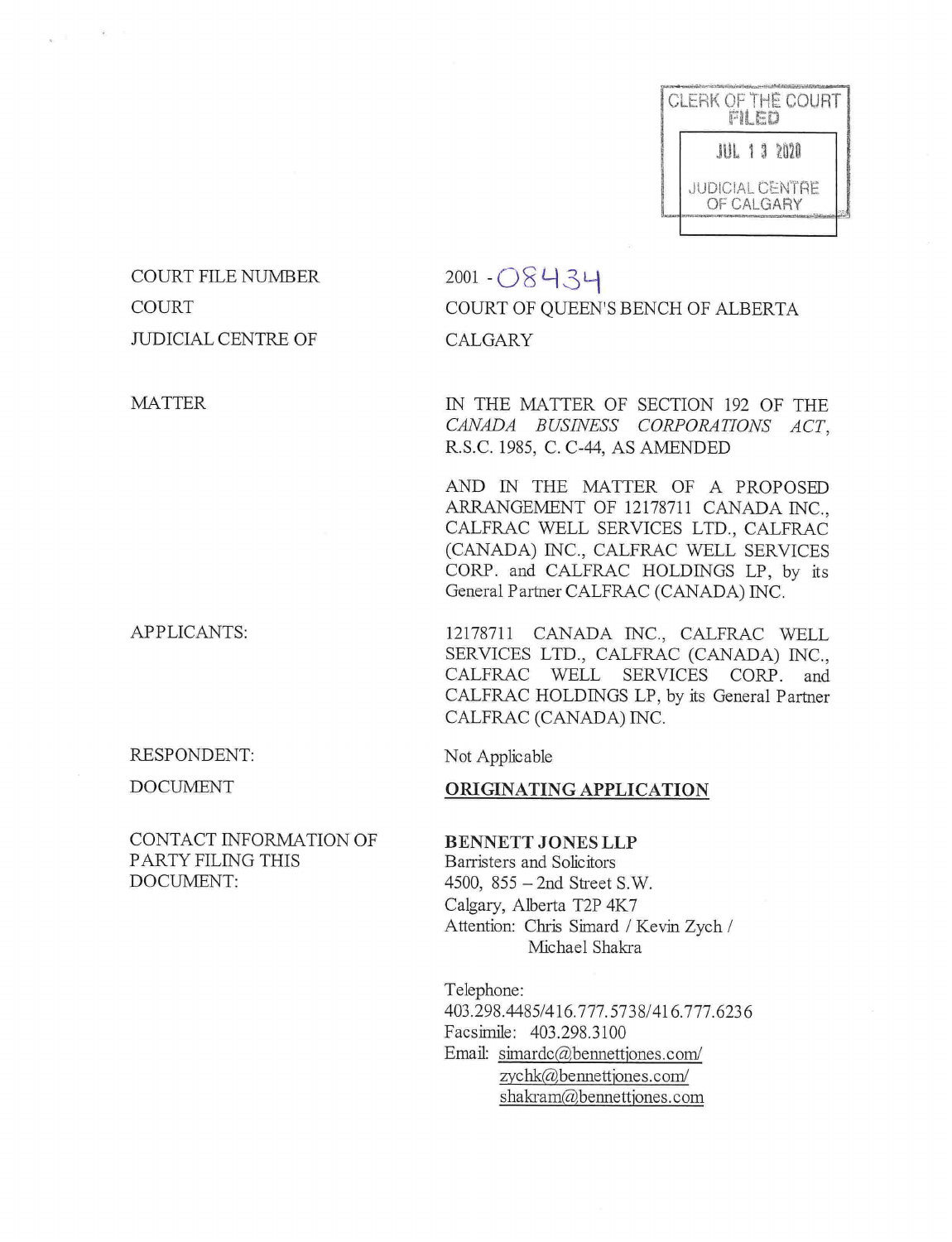CLERK OF THE COURT
FILED

JUL 13 2020

JUDICIAL CENTRE
OF CALGARY

| | |
|---|---|
| COURT FILE NUMBER | 2001 - 08434 |
| COURT | COURT OF QUEEN'S BENCH OF ALBERTA |
| JUDICIAL CENTRE OF | CALGARY |
| MATTER | IN THE MATTER OF SECTION 192 OF THE *CANADA BUSINESS CORPORATIONS ACT*, R.S.C. 1985, C. C-44, AS AMENDED<br><br>AND IN THE MATTER OF A PROPOSED ARRANGEMENT OF 12178711 CANADA INC., CALFRAC WELL SERVICES LTD., CALFRAC (CANADA) INC., CALFRAC WELL SERVICES CORP. and CALFRAC HOLDINGS LP, by its General Partner CALFRAC (CANADA) INC. |
| APPLICANTS: | 12178711 CANADA INC., CALFRAC WELL SERVICES LTD., CALFRAC (CANADA) INC., CALFRAC WELL SERVICES CORP. and CALFRAC HOLDINGS LP, by its General Partner CALFRAC (CANADA) INC. |
| RESPONDENT: | Not Applicable |
| DOCUMENT | **ORIGINATING APPLICATION** |
| CONTACT INFORMATION OF PARTY FILING THIS DOCUMENT: | **BENNETT JONES LLP**<br>Barristers and Solicitors<br>4500, 855 – 2nd Street S.W.<br>Calgary, Alberta T2P 4K7<br>Attention: Chris Simard / Kevin Zych / Michael Shakra<br><br>Telephone:<br>403.298.4485/416.777.5738/416.777.6236<br>Facsimile: 403.298.3100<br>Email: simardc@bennettjones.com/<br>zychk@bennettjones.com/<br>shakram@bennettjones.com |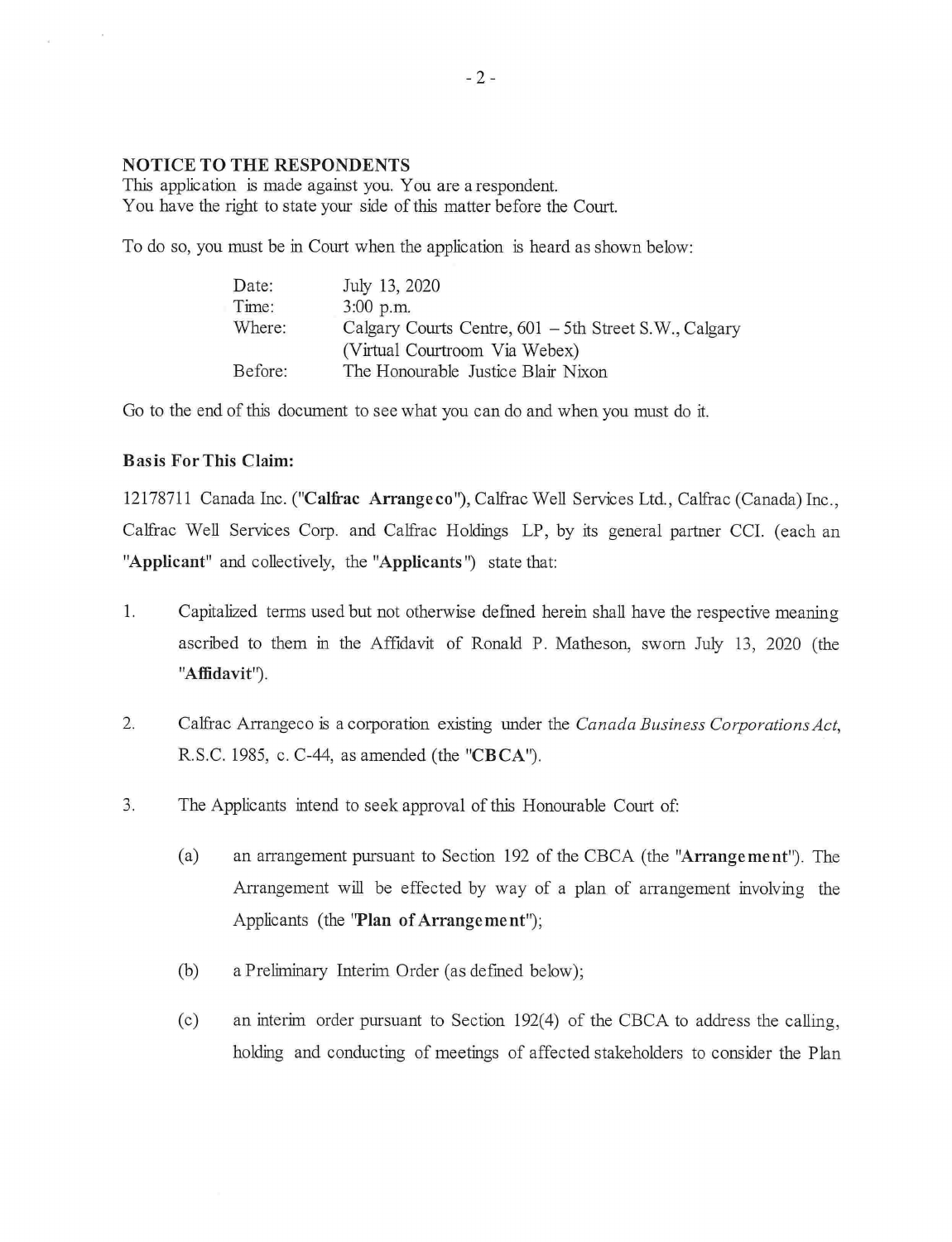**NOTICE TO THE RESPONDENTS**
This application is made against you. You are a respondent.
You have the right to state your side of this matter before the Court.

To do so, you must be in Court when the application is heard as shown below:

| | |
|---|---|
| Date: | July 13, 2020 |
| Time: | 3:00 p.m. |
| Where: | Calgary Courts Centre, 601 – 5th Street S.W., Calgary (Virtual Courtroom Via Webex) |
| Before: | The Honourable Justice Blair Nixon |

Go to the end of this document to see what you can do and when you must do it.

**Basis For This Claim:**

12178711 Canada Inc. ("**Calfrac Arrangeco**"), Calfrac Well Services Ltd., Calfrac (Canada) Inc., Calfrac Well Services Corp. and Calfrac Holdings LP, by its general partner CCI. (each an "**Applicant**" and collectively, the "**Applicants**") state that:

1. Capitalized terms used but not otherwise defined herein shall have the respective meaning ascribed to them in the Affidavit of Ronald P. Matheson, sworn July 13, 2020 (the "**Affidavit**").

2. Calfrac Arrangeco is a corporation existing under the *Canada Business Corporations Act*, R.S.C. 1985, c. C-44, as amended (the "**CBCA**").

3. The Applicants intend to seek approval of this Honourable Court of:

   (a) an arrangement pursuant to Section 192 of the CBCA (the "**Arrangement**"). The Arrangement will be effected by way of a plan of arrangement involving the Applicants (the "**Plan of Arrangement**");

   (b) a Preliminary Interim Order (as defined below);

   (c) an interim order pursuant to Section 192(4) of the CBCA to address the calling, holding and conducting of meetings of affected stakeholders to consider the Plan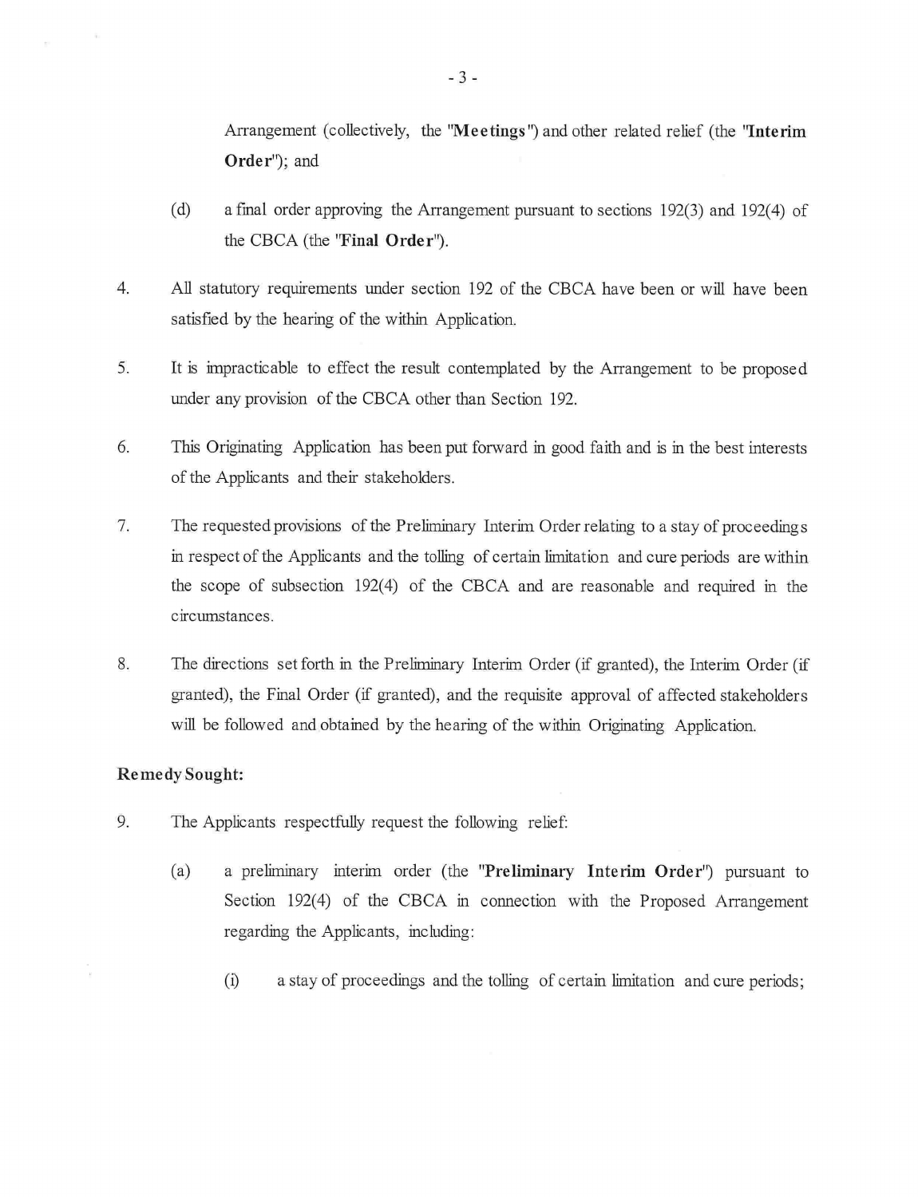Arrangement (collectively, the "**Meetings**") and other related relief (the "**Interim Order**"); and

(d) a final order approving the Arrangement pursuant to sections 192(3) and 192(4) of the CBCA (the "**Final Order**").

4. All statutory requirements under section 192 of the CBCA have been or will have been satisfied by the hearing of the within Application.

5. It is impracticable to effect the result contemplated by the Arrangement to be proposed under any provision of the CBCA other than Section 192.

6. This Originating Application has been put forward in good faith and is in the best interests of the Applicants and their stakeholders.

7. The requested provisions of the Preliminary Interim Order relating to a stay of proceedings in respect of the Applicants and the tolling of certain limitation and cure periods are within the scope of subsection 192(4) of the CBCA and are reasonable and required in the circumstances.

8. The directions set forth in the Preliminary Interim Order (if granted), the Interim Order (if granted), the Final Order (if granted), and the requisite approval of affected stakeholders will be followed and obtained by the hearing of the within Originating Application.

**Remedy Sought:**

9. The Applicants respectfully request the following relief:

(a) a preliminary interim order (the "**Preliminary Interim Order**") pursuant to Section 192(4) of the CBCA in connection with the Proposed Arrangement regarding the Applicants, including:

(i) a stay of proceedings and the tolling of certain limitation and cure periods;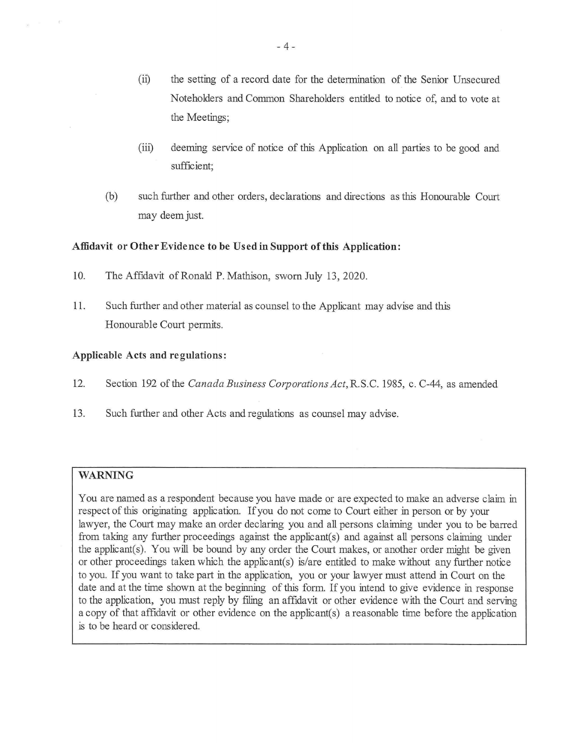(ii) the setting of a record date for the determination of the Senior Unsecured Noteholders and Common Shareholders entitled to notice of, and to vote at the Meetings;

(iii) deeming service of notice of this Application on all parties to be good and sufficient;

(b) such further and other orders, declarations and directions as this Honourable Court may deem just.

**Affidavit or Other Evidence to be Used in Support of this Application:**

10. The Affidavit of Ronald P. Mathison, sworn July 13, 2020.

11. Such further and other material as counsel to the Applicant may advise and this Honourable Court permits.

**Applicable Acts and regulations:**

12. Section 192 of the *Canada Business Corporations Act*, R.S.C. 1985, c. C-44, as amended

13. Such further and other Acts and regulations as counsel may advise.

**WARNING**

You are named as a respondent because you have made or are expected to make an adverse claim in respect of this originating application. If you do not come to Court either in person or by your lawyer, the Court may make an order declaring you and all persons claiming under you to be barred from taking any further proceedings against the applicant(s) and against all persons claiming under the applicant(s). You will be bound by any order the Court makes, or another order might be given or other proceedings taken which the applicant(s) is/are entitled to make without any further notice to you. If you want to take part in the application, you or your lawyer must attend in Court on the date and at the time shown at the beginning of this form. If you intend to give evidence in response to the application, you must reply by filing an affidavit or other evidence with the Court and serving a copy of that affidavit or other evidence on the applicant(s) a reasonable time before the application is to be heard or considered.